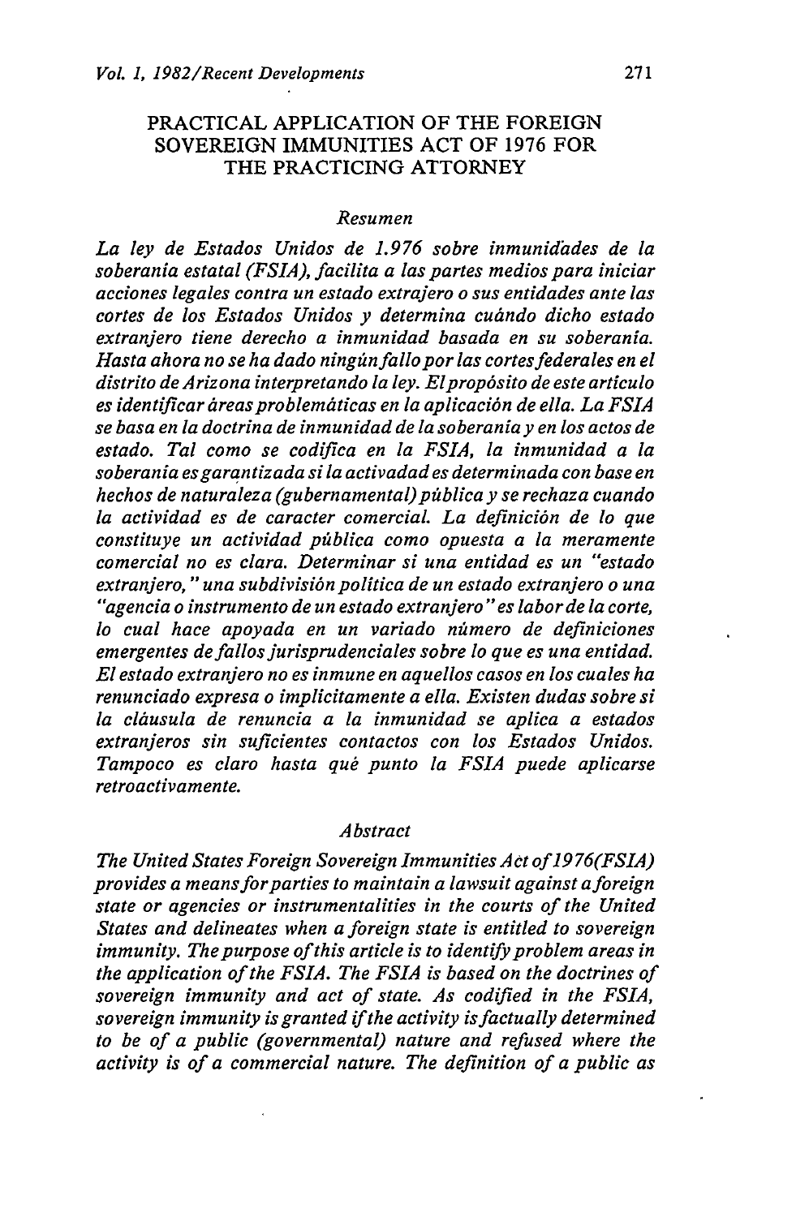# PRACTICAL APPLICATION OF THE FOREIGN SOVEREIGN IMMUNITIES ACT OF 1976 FOR THE PRACTICING ATTORNEY

## *Resumen*

*La ley de Estados Unidos de 1.976 sobre inmunidades de la soberania estatal (FSIA), facilita a las partes medios para iniciar acciones legales contra un estado extrajero o sus entidades ante las cortes de los Estados Unidos y determina cuándo dicho estado extranjero tiene derecho a inmunidad basada en su soberania. Hasta ahora no se ha dado ningún fallo por las cortes federales en el distrito de Arizona interpretando la ley. El propósito de este articulo es identificar áreas problemáticas en la aplicación de ella. La FSIA se basa en la doctrina de inmunidad de la soberania y en los actos de estado. Tal como se codifica en la FSIA, la inmunidad a la soberania es garantizada si la activadad es determinada con base en hechos de naturaleza (gubernamental) pública y se rechaza cuando la actividad es de caracter comercial. La definición de lo que constituye un actividad pública como opuesta a la meramente comercial no es clara. Determinar si una entidad es un "estado extranjero," una subdivisión politica de un estado extranjero o una "agencia o instrumento de un estado extranjero" es labor de la corte, lo cual hace apoyada en un variado número de definiciones emergentes de fallos jurisprudenciales sobre lo que es una entidad. El estado extranjero no es inmune en aquellos casos en los cuales ha renunciado expresa o implicitamente a ella. Existen dudas sobre si la cláusula de renuncia a la inmunidad se aplica a estados extranjeros sin suficientes contactos con los Estados Unidos. Tampoco es claro hasta qué punto la FSIA puede aplicarse retroactivamente.*

## *Abstract*

*The United States Foreign Sovereign Immunities Act of 1976(FSIA) provides a means for parties to maintain a lawsuit against a foreign state or agencies or instrumentalities in the courts of the United States and delineates when a foreign state is entitled to sovereign immunity. The purpose of this article is to identify problem areas in the application of the FSIA. The FSIA is based on the doctrines of sovereign immunity and act of state. As codified in the FSIA, sovereign immunity is granted if the activity is factually determined to be of a public (governmental) nature and refused where the activity is of a commercial nature. The definition of a public as*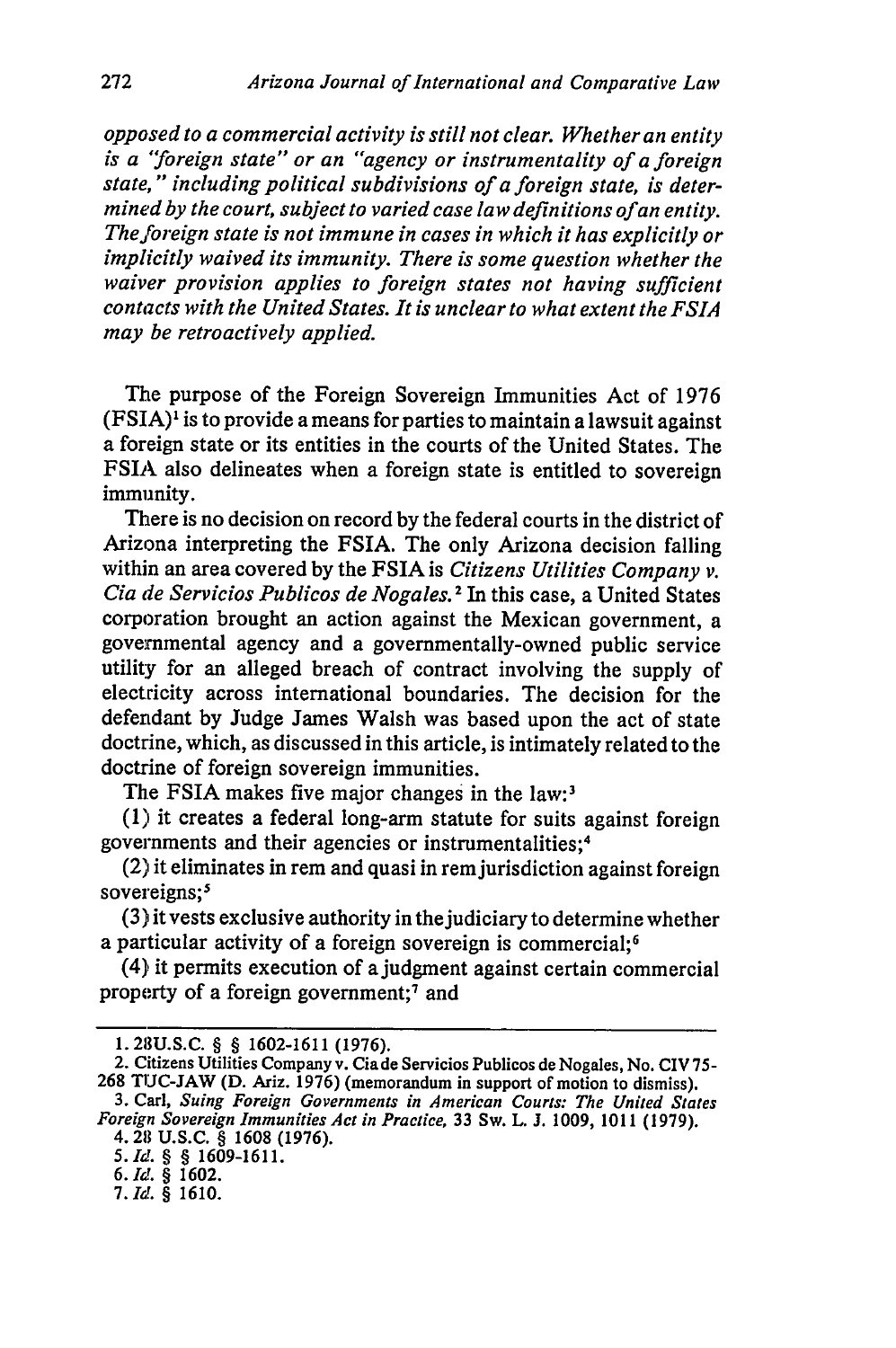*opposed to a commercial activity is still not clear. Whether an entity is a "foreign state" or an "agency or instrumentality of a foreign state," including political subdivisions of a foreign state, is determined by the court, subject to varied case law definitions of an entity. The foreign state is not immune in cases in which it has explicitly or implicitly waived its immunity. There is some question whether the waiver provision applies to foreign states not having sufficient contacts with the United States. It is unclear to what extent the FSIA may be retroactively applied.*

The purpose of the Foreign Sovereign Immunities Act of 1976 (FSIA)[1] is to provide a means for parties to maintain a lawsuit against a foreign state or its entities in the courts of the United States. The FSIA also delineates when a foreign state is entitled to sovereign immunity.

There is no decision on record by the federal courts in the district of Arizona interpreting the FSIA. The only Arizona decision falling within an area covered by the FSIA is *Citizens Utilities Company v. Cia de Servicios Publicos de Nogales.*[2] In this case, a United States corporation brought an action against the Mexican government, a governmental agency and a governmentally-owned public service utility for an alleged breach of contract involving the supply of electricity across international boundaries. The decision for the defendant by Judge James Walsh was based upon the act of state doctrine, which, as discussed in this article, is intimately related to the doctrine of foreign sovereign immunities.

The FSIA makes five major changes in the law:[3]

(1) it creates a federal long-arm statute for suits against foreign governments and their agencies or instrumentalities;[4]

(2) it eliminates in rem and quasi in rem jurisdiction against foreign sovereigns;[5]

(3) it vests exclusive authority in the judiciary to determine whether a particular activity of a foreign sovereign is commercial;[6]

(4) it permits execution of a judgment against certain commercial property of a foreign government;[7] and

---

1. 28U.S.C. § § 1602-1611 (1976).
2. Citizens Utilities Company v. Cia de Servicios Publicos de Nogales, No. CIV 75-268 TUC-JAW (D. Ariz. 1976) (memorandum in support of motion to dismiss).
3. Carl, *Suing Foreign Governments in American Courts: The United States Foreign Sovereign Immunities Act in Practice,* 33 Sw. L. J. 1009, 1011 (1979).
4. 28 U.S.C. § 1608 (1976).
5. *Id.* § § 1609-1611.
6. *Id.* § 1602.
7. *Id.* § 1610.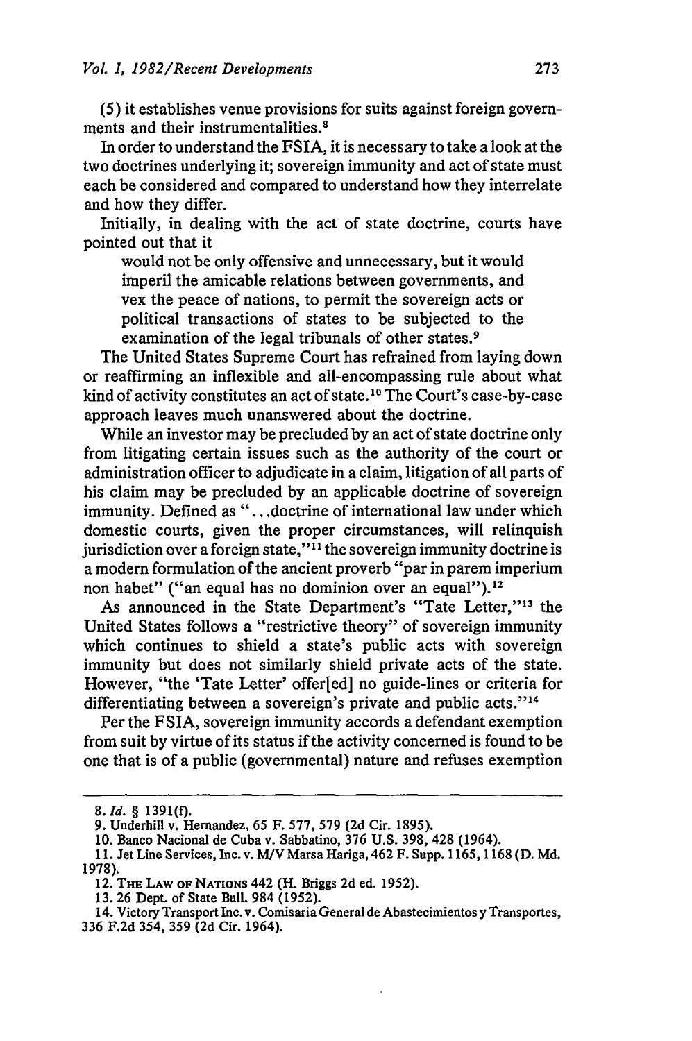(5) it establishes venue provisions for suits against foreign governments and their instrumentalities.[8]

In order to understand the FSIA, it is necessary to take a look at the two doctrines underlying it; sovereign immunity and act of state must each be considered and compared to understand how they interrelate and how they differ.

Initially, in dealing with the act of state doctrine, courts have pointed out that it

> would not be only offensive and unnecessary, but it would imperil the amicable relations between governments, and vex the peace of nations, to permit the sovereign acts or political transactions of states to be subjected to the examination of the legal tribunals of other states.[9]

The United States Supreme Court has refrained from laying down or reaffirming an inflexible and all-encompassing rule about what kind of activity constitutes an act of state.[10] The Court's case-by-case approach leaves much unanswered about the doctrine.

While an investor may be precluded by an act of state doctrine only from litigating certain issues such as the authority of the court or administration officer to adjudicate in a claim, litigation of all parts of his claim may be precluded by an applicable doctrine of sovereign immunity. Defined as "...doctrine of international law under which domestic courts, given the proper circumstances, will relinquish jurisdiction over a foreign state,"[11] the sovereign immunity doctrine is a modern formulation of the ancient proverb "par in parem imperium non habet" ("an equal has no dominion over an equal").[12]

As announced in the State Department's "Tate Letter,"[13] the United States follows a "restrictive theory" of sovereign immunity which continues to shield a state's public acts with sovereign immunity but does not similarly shield private acts of the state. However, "the 'Tate Letter' offer[ed] no guide-lines or criteria for differentiating between a sovereign's private and public acts."[14]

Per the FSIA, sovereign immunity accords a defendant exemption from suit by virtue of its status if the activity concerned is found to be one that is of a public (governmental) nature and refuses exemption

---

8. *Id.* § 1391(f).

9. Underhill v. Hernandez, 65 F. 577, 579 (2d Cir. 1895).

10. Banco Nacional de Cuba v. Sabbatino, 376 U.S. 398, 428 (1964).

11. Jet Line Services, Inc. v. M/V Marsa Hariga, 462 F. Supp. 1165, 1168 (D. Md. 1978).

12. THE LAW OF NATIONS 442 (H. Briggs 2d ed. 1952).

13. 26 Dept. of State Bull. 984 (1952).

14. Victory Transport Inc. v. Comisaria General de Abastecimientos y Transportes, 336 F.2d 354, 359 (2d Cir. 1964).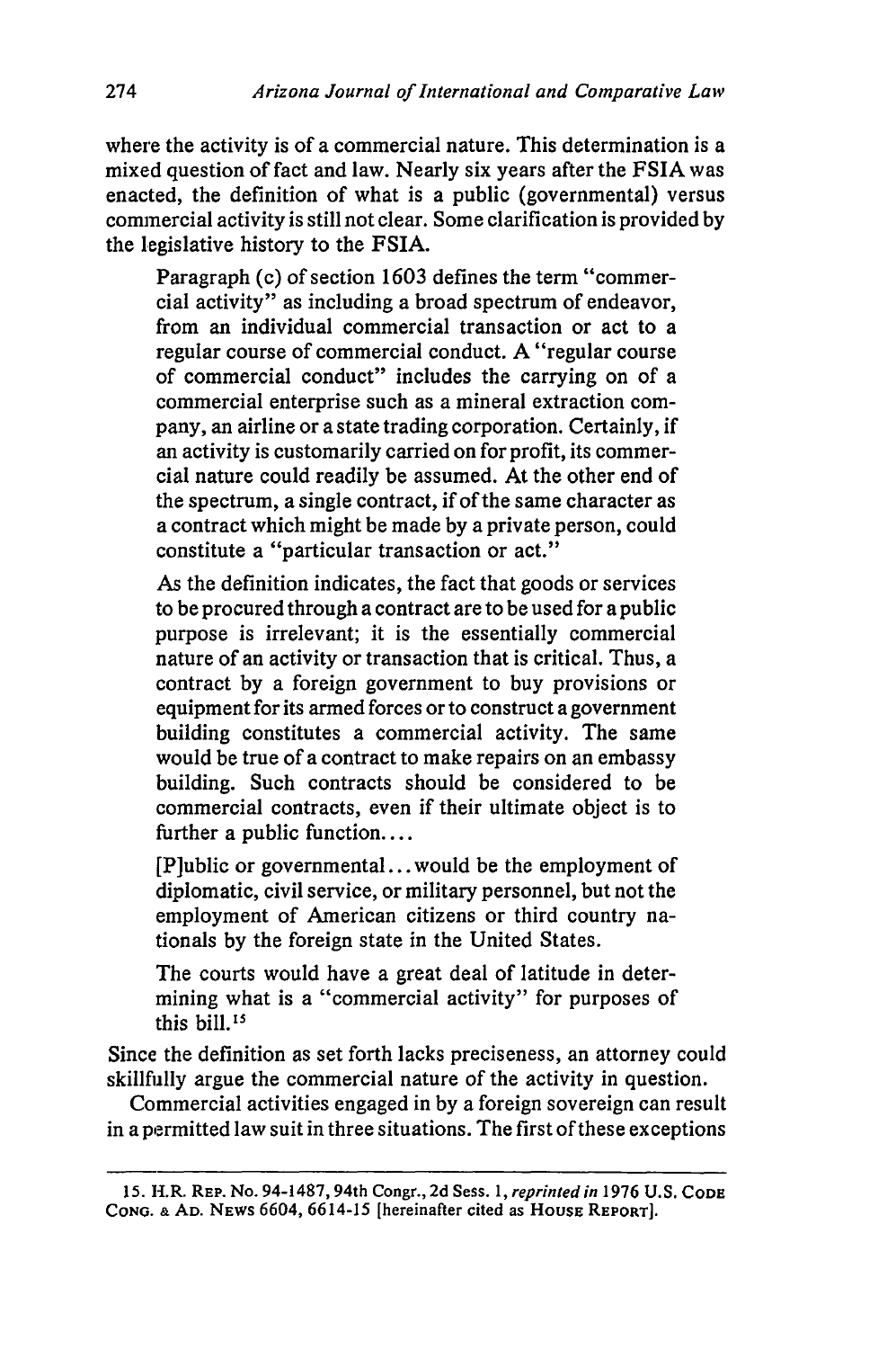where the activity is of a commercial nature. This determination is a mixed question of fact and law. Nearly six years after the FSIA was enacted, the definition of what is a public (governmental) versus commercial activity is still not clear. Some clarification is provided by the legislative history to the FSIA.

> Paragraph (c) of section 1603 defines the term "commercial activity" as including a broad spectrum of endeavor, from an individual commercial transaction or act to a regular course of commercial conduct. A "regular course of commercial conduct" includes the carrying on of a commercial enterprise such as a mineral extraction company, an airline or a state trading corporation. Certainly, if an activity is customarily carried on for profit, its commercial nature could readily be assumed. At the other end of the spectrum, a single contract, if of the same character as a contract which might be made by a private person, could constitute a "particular transaction or act."
>
> As the definition indicates, the fact that goods or services to be procured through a contract are to be used for a public purpose is irrelevant; it is the essentially commercial nature of an activity or transaction that is critical. Thus, a contract by a foreign government to buy provisions or equipment for its armed forces or to construct a government building constitutes a commercial activity. The same would be true of a contract to make repairs on an embassy building. Such contracts should be considered to be commercial contracts, even if their ultimate object is to further a public function....
>
> [P]ublic or governmental... would be the employment of diplomatic, civil service, or military personnel, but not the employment of American citizens or third country nationals by the foreign state in the United States.
>
> The courts would have a great deal of latitude in determining what is a "commercial activity" for purposes of this bill.[15]

Since the definition as set forth lacks preciseness, an attorney could skillfully argue the commercial nature of the activity in question.

Commercial activities engaged in by a foreign sovereign can result in a permitted law suit in three situations. The first of these exceptions

---

15. H.R. REP. No. 94-1487, 94th Congr., 2d Sess. 1, *reprinted in* 1976 U.S. CODE CONG. & AD. NEWS 6604, 6614-15 [hereinafter cited as HOUSE REPORT].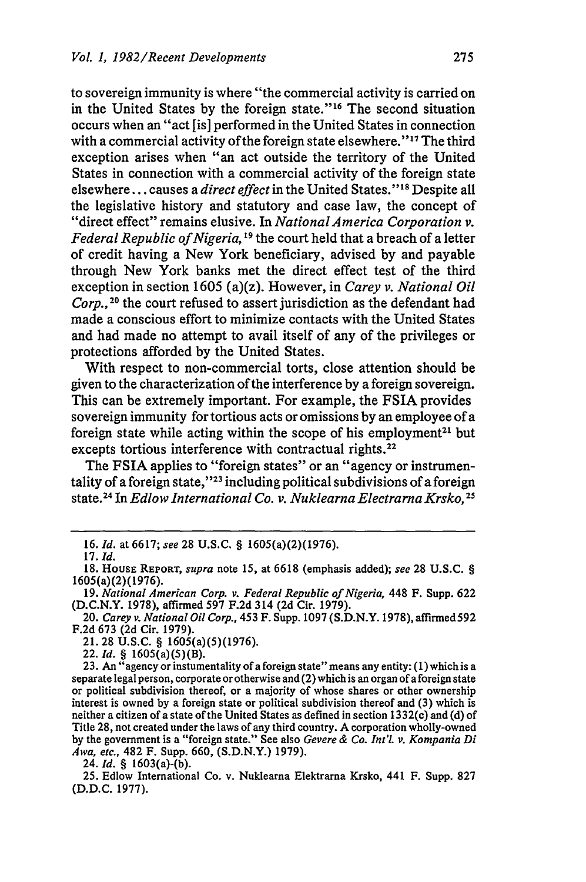to sovereign immunity is where "the commercial activity is carried on in the United States by the foreign state."[16] The second situation occurs when an "act [is] performed in the United States in connection with a commercial activity of the foreign state elsewhere."[17] The third exception arises when "an act outside the territory of the United States in connection with a commercial activity of the foreign state elsewhere... causes a *direct effect* in the United States."[18] Despite all the legislative history and statutory and case law, the concept of "direct effect" remains elusive. In *National America Corporation v. Federal Republic of Nigeria,*[19] the court held that a breach of a letter of credit having a New York beneficiary, advised by and payable through New York banks met the direct effect test of the third exception in section 1605 (a)(z). However, in *Carey v. National Oil Corp.,*[20] the court refused to assert jurisdiction as the defendant had made a conscious effort to minimize contacts with the United States and had made no attempt to avail itself of any of the privileges or protections afforded by the United States.

With respect to non-commercial torts, close attention should be given to the characterization of the interference by a foreign sovereign. This can be extremely important. For example, the FSIA provides sovereign immunity for tortious acts or omissions by an employee of a foreign state while acting within the scope of his employment[21] but excepts tortious interference with contractual rights.[22]

The FSIA applies to "foreign states" or an "agency or instrumentality of a foreign state,"[23] including political subdivisions of a foreign state.[24] In *Edlow International Co. v. Nuklearna Electrarna Krsko,*[25]

---

16. *Id.* at 6617; *see* 28 U.S.C. § 1605(a)(2)(1976).

17. *Id.*

18. HOUSE REPORT, *supra* note 15, at 6618 (emphasis added); *see* 28 U.S.C. § 1605(a)(2)(1976).

19. *National American Corp. v. Federal Republic of Nigeria,* 448 F. Supp. 622 (D.C.N.Y. 1978), affirmed 597 F.2d 314 (2d Cir. 1979).

20. *Carey v. National Oil Corp.,* 453 F. Supp. 1097 (S.D.N.Y. 1978), affirmed 592 F.2d 673 (2d Cir. 1979).

21. 28 U.S.C. § 1605(a)(5)(1976).

22. *Id.* § 1605(a)(5)(B).

23. An "agency or instumentality of a foreign state" means any entity: (1) which is a separate legal person, corporate or otherwise and (2) which is an organ of a foreign state or political subdivision thereof, or a majority of whose shares or other ownership interest is owned by a foreign state or political subdivision thereof and (3) which is neither a citizen of a state of the United States as defined in section 1332(c) and (d) of Title 28, not created under the laws of any third country. A corporation wholly-owned by the government is a "foreign state." See also *Gevere & Co. Int'l. v. Kompania Di Awa, etc.,* 482 F. Supp. 660, (S.D.N.Y.) 1979).

24. *Id.* § 1603(a)-(b).

25. Edlow International Co. v. Nuklearna Elektrarna Krsko, 441 F. Supp. 827 (D.D.C. 1977).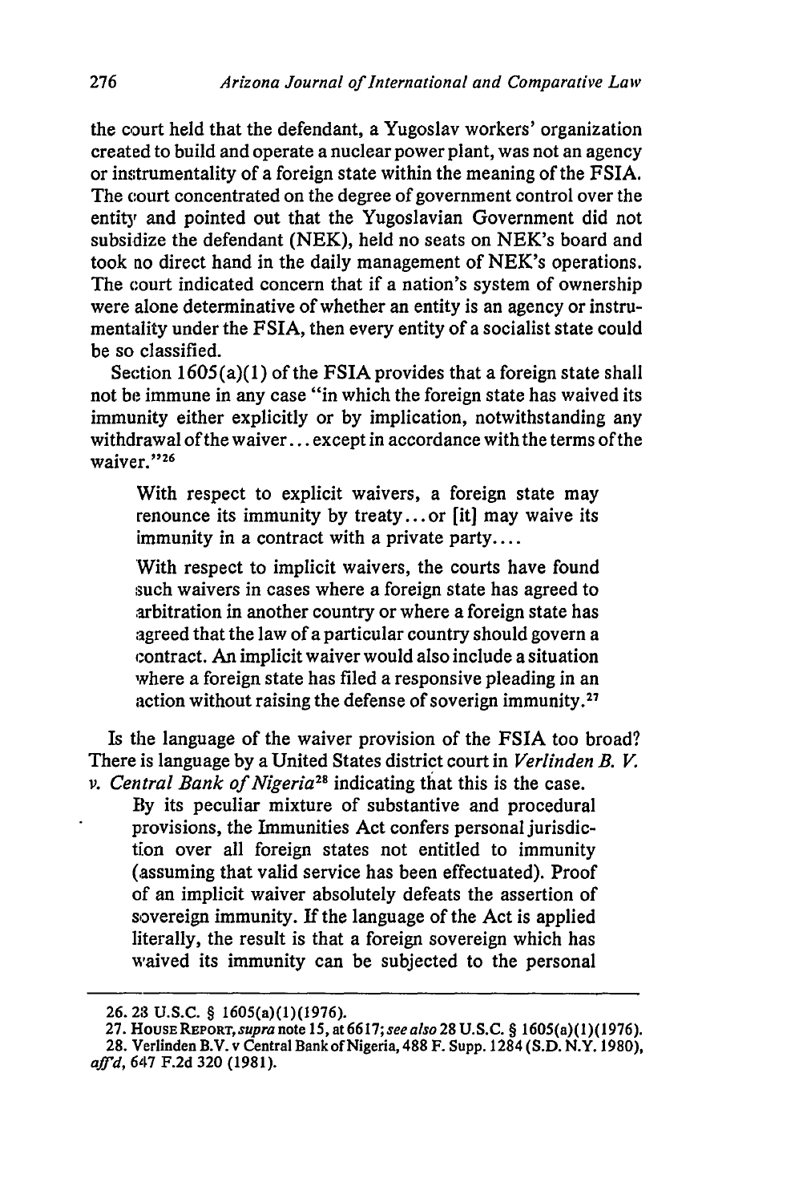the court held that the defendant, a Yugoslav workers' organization created to build and operate a nuclear power plant, was not an agency or instrumentality of a foreign state within the meaning of the FSIA. The court concentrated on the degree of government control over the entity and pointed out that the Yugoslavian Government did not subsidize the defendant (NEK), held no seats on NEK's board and took no direct hand in the daily management of NEK's operations. The court indicated concern that if a nation's system of ownership were alone determinative of whether an entity is an agency or instrumentality under the FSIA, then every entity of a socialist state could be so classified.

Section 1605(a)(1) of the FSIA provides that a foreign state shall not be immune in any case "in which the foreign state has waived its immunity either explicitly or by implication, notwithstanding any withdrawal of the waiver... except in accordance with the terms of the waiver."[26]

> With respect to explicit waivers, a foreign state may renounce its immunity by treaty... or [it] may waive its immunity in a contract with a private party....
>
> With respect to implicit waivers, the courts have found such waivers in cases where a foreign state has agreed to arbitration in another country or where a foreign state has agreed that the law of a particular country should govern a contract. An implicit waiver would also include a situation where a foreign state has filed a responsive pleading in an action without raising the defense of soverign immunity.[27]

Is the language of the waiver provision of the FSIA too broad? There is language by a United States district court in *Verlinden B. V. v. Central Bank of Nigeria*[28] indicating that this is the case.

> By its peculiar mixture of substantive and procedural provisions, the Immunities Act confers personal jurisdiction over all foreign states not entitled to immunity (assuming that valid service has been effectuated). Proof of an implicit waiver absolutely defeats the assertion of sovereign immunity. If the language of the Act is applied literally, the result is that a foreign sovereign which has waived its immunity can be subjected to the personal

---

26. 28 U.S.C. § 1605(a)(1)(1976).

27. HOUSE REPORT, *supra* note 15, at 6617; *see also* 28 U.S.C. § 1605(a)(1)(1976).

28. Verlinden B.V. v Central Bank of Nigeria, 488 F. Supp. 1284 (S.D. N.Y. 1980), *aff'd*, 647 F.2d 320 (1981).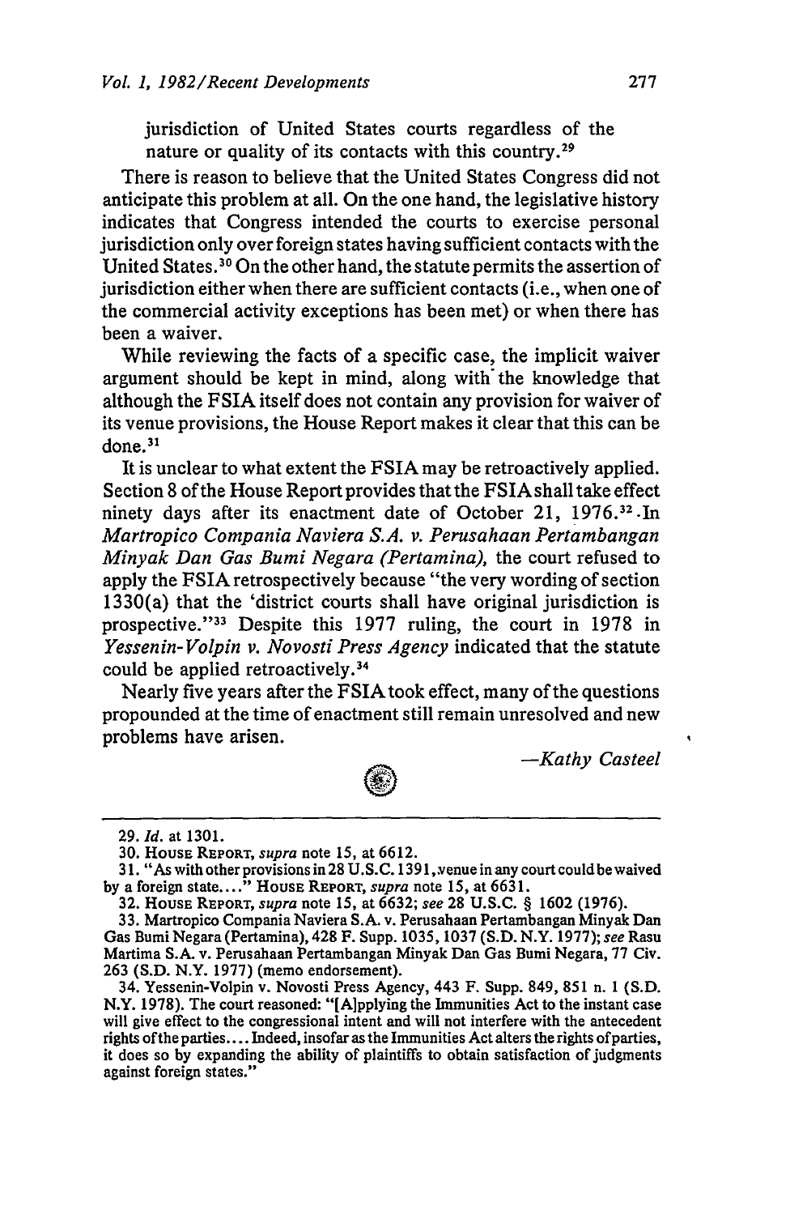jurisdiction of United States courts regardless of the nature or quality of its contacts with this country.[29]

There is reason to believe that the United States Congress did not anticipate this problem at all. On the one hand, the legislative history indicates that Congress intended the courts to exercise personal jurisdiction only over foreign states having sufficient contacts with the United States.[30] On the other hand, the statute permits the assertion of jurisdiction either when there are sufficient contacts (i.e., when one of the commercial activity exceptions has been met) or when there has been a waiver.

While reviewing the facts of a specific case, the implicit waiver argument should be kept in mind, along with the knowledge that although the FSIA itself does not contain any provision for waiver of its venue provisions, the House Report makes it clear that this can be done.[31]

It is unclear to what extent the FSIA may be retroactively applied. Section 8 of the House Report provides that the FSIA shall take effect ninety days after its enactment date of October 21, 1976.[32] In *Martropico Compania Naviera S.A. v. Perusahaan Pertambangan Minyak Dan Gas Bumi Negara (Pertamina),* the court refused to apply the FSIA retrospectively because "the very wording of section 1330(a) that the 'district courts shall have original jurisdiction is prospective."[33] Despite this 1977 ruling, the court in 1978 in *Yessenin-Volpin v. Novosti Press Agency* indicated that the statute could be applied retroactively.[34]

Nearly five years after the FSIA took effect, many of the questions propounded at the time of enactment still remain unresolved and new problems have arisen.

*—Kathy Casteel*

---

29. *Id.* at 1301.

30. House Report, *supra* note 15, at 6612.

31. "As with other provisions in 28 U.S.C. 1391, venue in any court could be waived by a foreign state...." House Report, *supra* note 15, at 6631.

32. House Report, *supra* note 15, at 6632; *see* 28 U.S.C. § 1602 (1976).

33. Martropico Compania Naviera S.A. v. Perusahaan Pertambangan Minyak Dan Gas Bumi Negara (Pertamina), 428 F. Supp. 1035, 1037 (S.D. N.Y. 1977); *see* Rasu Martima S.A. v. Perusahaan Pertambangan Minyak Dan Gas Bumi Negara, 77 Civ. 263 (S.D. N.Y. 1977) (memo endorsement).

34. Yessenin-Volpin v. Novosti Press Agency, 443 F. Supp. 849, 851 n. 1 (S.D. N.Y. 1978). The court reasoned: "[A]pplying the Immunities Act to the instant case will give effect to the congressional intent and will not interfere with the antecedent rights of the parties.... Indeed, insofar as the Immunities Act alters the rights of parties, it does so by expanding the ability of plaintiffs to obtain satisfaction of judgments against foreign states."